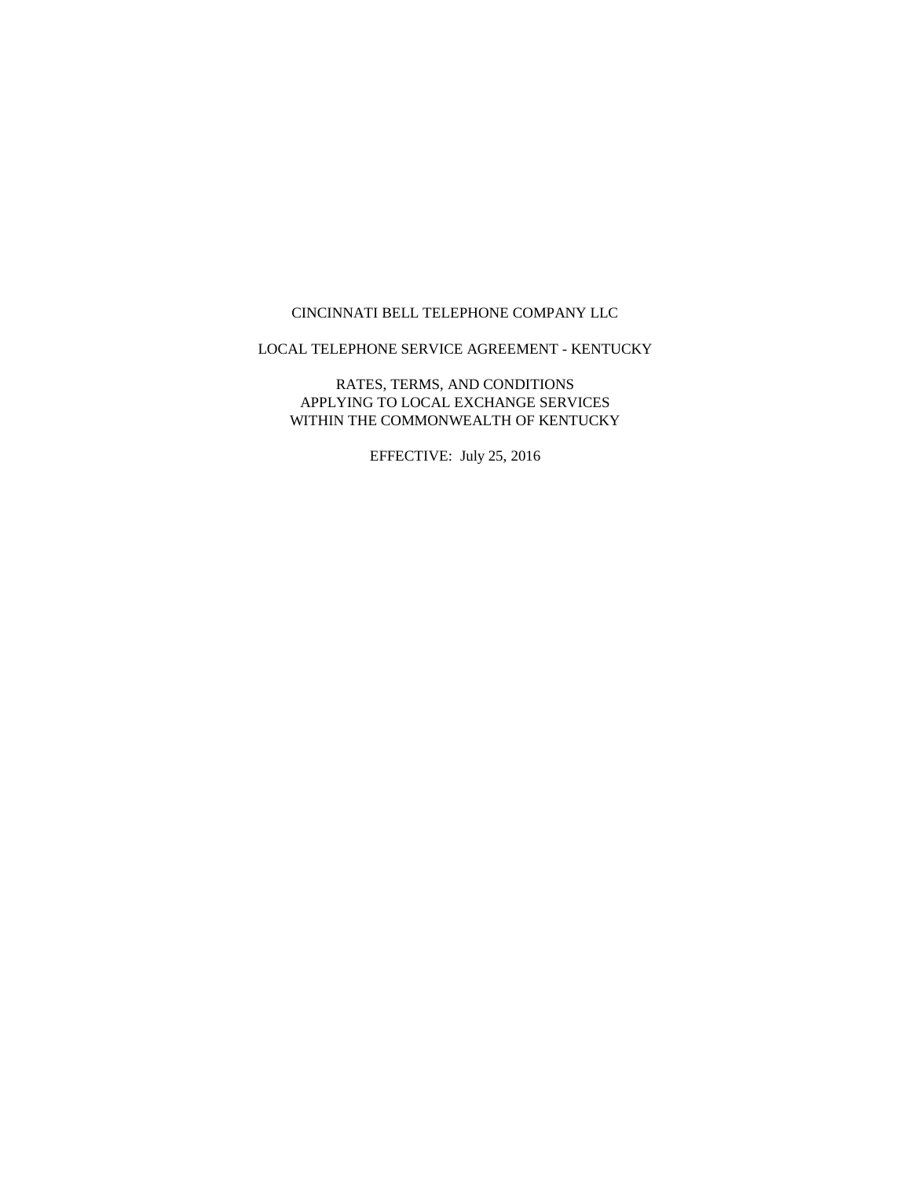CINCINNATI BELL TELEPHONE COMPANY LLC

LOCAL TELEPHONE SERVICE AGREEMENT - KENTUCKY

RATES, TERMS, AND CONDITIONS
APPLYING TO LOCAL EXCHANGE SERVICES
WITHIN THE COMMONWEALTH OF KENTUCKY

EFFECTIVE: July 25, 2016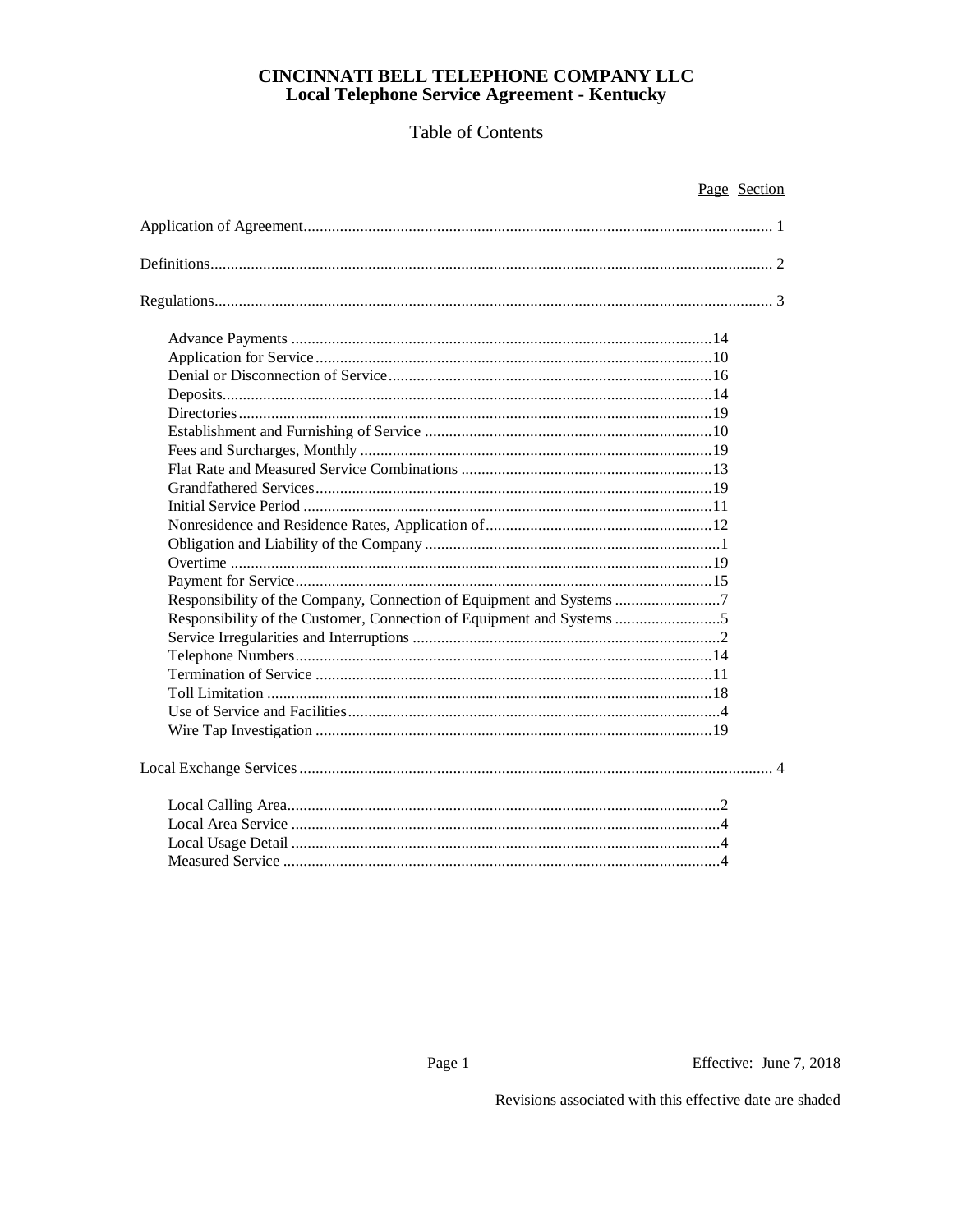# CINCINNATI BELL TELEPHONE COMPANY LLC
## Local Telephone Service Agreement - Kentucky

Table of Contents

| | Page | Section |
|---|---|---|
| Application of Agreement | | 1 |
| Definitions | | 2 |
| Regulations | | 3 |
| Advance Payments | 14 | |
| Application for Service | 10 | |
| Denial or Disconnection of Service | 16 | |
| Deposits | 14 | |
| Directories | 19 | |
| Establishment and Furnishing of Service | 10 | |
| Fees and Surcharges, Monthly | 19 | |
| Flat Rate and Measured Service Combinations | 13 | |
| Grandfathered Services | 19 | |
| Initial Service Period | 11 | |
| Nonresidence and Residence Rates, Application of | 12 | |
| Obligation and Liability of the Company | 1 | |
| Overtime | 19 | |
| Payment for Service | 15 | |
| Responsibility of the Company, Connection of Equipment and Systems | 7 | |
| Responsibility of the Customer, Connection of Equipment and Systems | 5 | |
| Service Irregularities and Interruptions | 2 | |
| Telephone Numbers | 14 | |
| Termination of Service | 11 | |
| Toll Limitation | 18 | |
| Use of Service and Facilities | 4 | |
| Wire Tap Investigation | 19 | |
| Local Exchange Services | | 4 |
| Local Calling Area | 2 | |
| Local Area Service | 4 | |
| Local Usage Detail | 4 | |
| Measured Service | 4 | |

Effective: June 7, 2018

Revisions associated with this effective date are shaded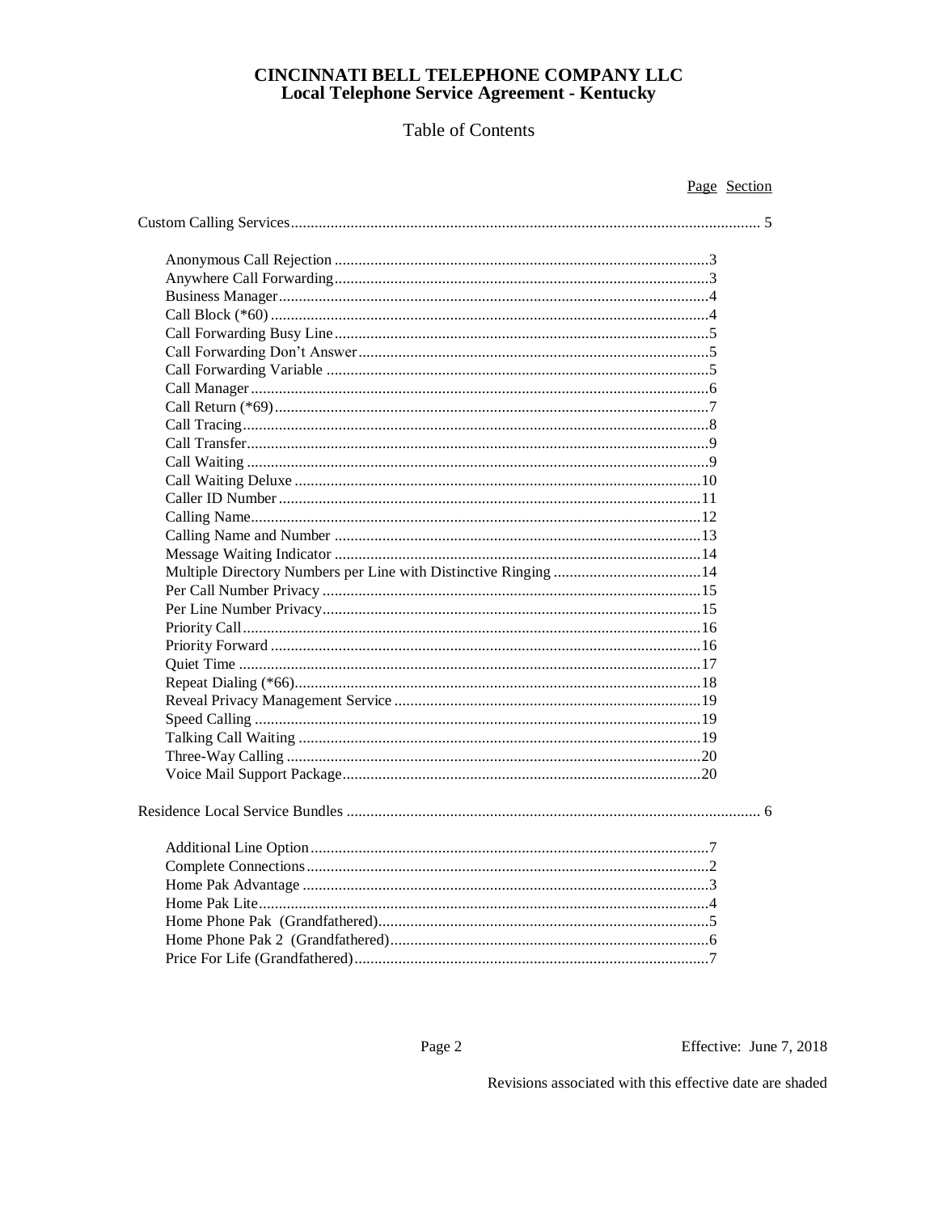# CINCINNATI BELL TELEPHONE COMPANY LLC
## Local Telephone Service Agreement - Kentucky

Table of Contents

| | Page | Section |
|---|---|---|
| **Custom Calling Services** | | 5 |
| Anonymous Call Rejection | 3 | |
| Anywhere Call Forwarding | 3 | |
| Business Manager | 4 | |
| Call Block (*60) | 4 | |
| Call Forwarding Busy Line | 5 | |
| Call Forwarding Don't Answer | 5 | |
| Call Forwarding Variable | 5 | |
| Call Manager | 6 | |
| Call Return (*69) | 7 | |
| Call Tracing | 8 | |
| Call Transfer | 9 | |
| Call Waiting | 9 | |
| Call Waiting Deluxe | 10 | |
| Caller ID Number | 11 | |
| Calling Name | 12 | |
| Calling Name and Number | 13 | |
| Message Waiting Indicator | 14 | |
| Multiple Directory Numbers per Line with Distinctive Ringing | 14 | |
| Per Call Number Privacy | 15 | |
| Per Line Number Privacy | 15 | |
| Priority Call | 16 | |
| Priority Forward | 16 | |
| Quiet Time | 17 | |
| Repeat Dialing (*66) | 18 | |
| Reveal Privacy Management Service | 19 | |
| Speed Calling | 19 | |
| Talking Call Waiting | 19 | |
| Three-Way Calling | 20 | |
| Voice Mail Support Package | 20 | |
| **Residence Local Service Bundles** | | 6 |
| Additional Line Option | 7 | |
| Complete Connections | 2 | |
| Home Pak Advantage | 3 | |
| Home Pak Lite | 4 | |
| Home Phone Pak (Grandfathered) | 5 | |
| Home Phone Pak 2 (Grandfathered) | 6 | |
| Price For Life (Grandfathered) | 7 | |

Effective: June 7, 2018

Revisions associated with this effective date are shaded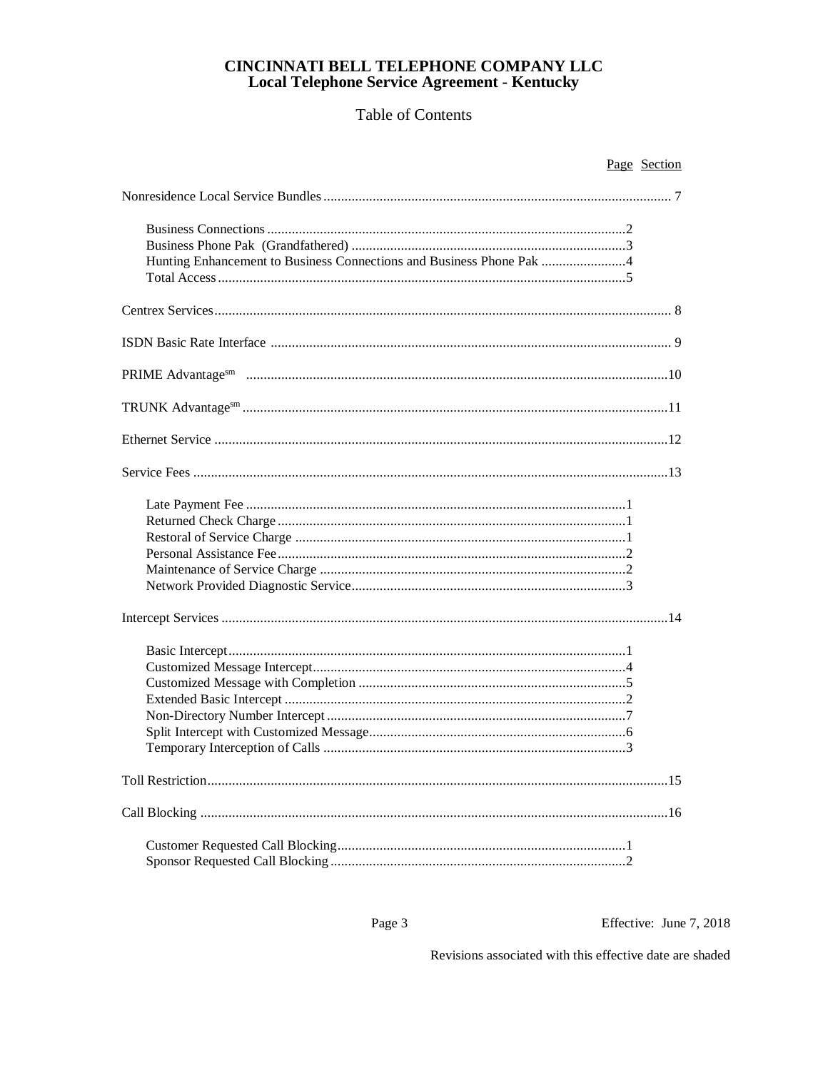# CINCINNATI BELL TELEPHONE COMPANY LLC
## Local Telephone Service Agreement - Kentucky

Table of Contents

| | Page | Section |
|---|---|---|
| Nonresidence Local Service Bundles | | 7 |
| Business Connections | 2 | |
| Business Phone Pak (Grandfathered) | 3 | |
| Hunting Enhancement to Business Connections and Business Phone Pak | 4 | |
| Total Access | 5 | |
| Centrex Services | | 8 |
| ISDN Basic Rate Interface | | 9 |
| PRIME Advantage[sm] | | 10 |
| TRUNK Advantage[sm] | | 11 |
| Ethernet Service | | 12 |
| Service Fees | | 13 |
| Late Payment Fee | 1 | |
| Returned Check Charge | 1 | |
| Restoral of Service Charge | 1 | |
| Personal Assistance Fee | 2 | |
| Maintenance of Service Charge | 2 | |
| Network Provided Diagnostic Service | 3 | |
| Intercept Services | | 14 |
| Basic Intercept | 1 | |
| Customized Message Intercept | 4 | |
| Customized Message with Completion | 5 | |
| Extended Basic Intercept | 2 | |
| Non-Directory Number Intercept | 7 | |
| Split Intercept with Customized Message | 6 | |
| Temporary Interception of Calls | 3 | |
| Toll Restriction | | 15 |
| Call Blocking | | 16 |
| Customer Requested Call Blocking | 1 | |
| Sponsor Requested Call Blocking | 2 | |

Effective: June 7, 2018

Revisions associated with this effective date are shaded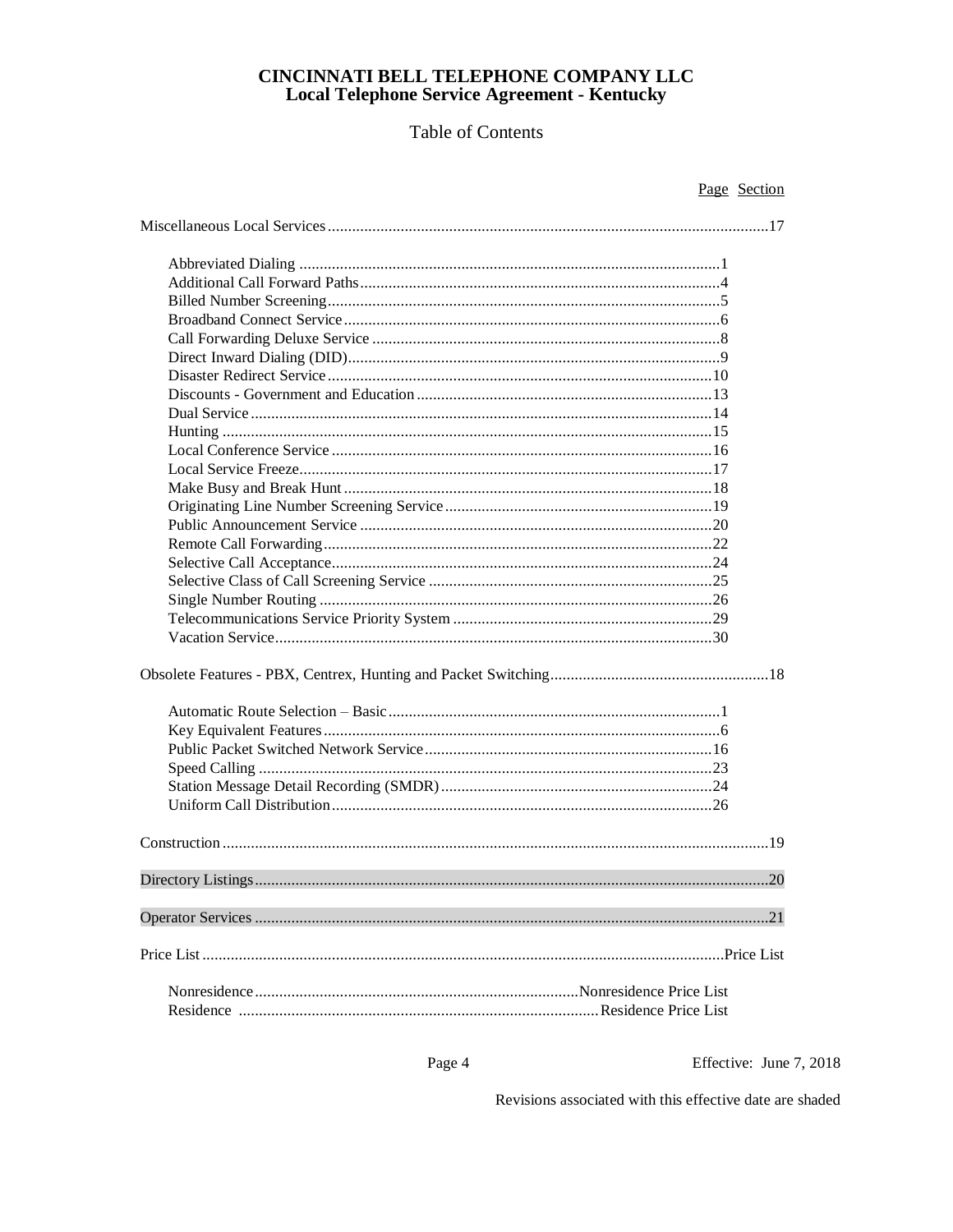# CINCINNATI BELL TELEPHONE COMPANY LLC
## Local Telephone Service Agreement - Kentucky

Table of Contents

| | Page | Section |
|---|---|---|
| Miscellaneous Local Services | | 17 |
| Abbreviated Dialing | 1 | |
| Additional Call Forward Paths | 4 | |
| Billed Number Screening | 5 | |
| Broadband Connect Service | 6 | |
| Call Forwarding Deluxe Service | 8 | |
| Direct Inward Dialing (DID) | 9 | |
| Disaster Redirect Service | 10 | |
| Discounts - Government and Education | 13 | |
| Dual Service | 14 | |
| Hunting | 15 | |
| Local Conference Service | 16 | |
| Local Service Freeze | 17 | |
| Make Busy and Break Hunt | 18 | |
| Originating Line Number Screening Service | 19 | |
| Public Announcement Service | 20 | |
| Remote Call Forwarding | 22 | |
| Selective Call Acceptance | 24 | |
| Selective Class of Call Screening Service | 25 | |
| Single Number Routing | 26 | |
| Telecommunications Service Priority System | 29 | |
| Vacation Service | 30 | |
| Obsolete Features - PBX, Centrex, Hunting and Packet Switching | | 18 |
| Automatic Route Selection – Basic | 1 | |
| Key Equivalent Features | 6 | |
| Public Packet Switched Network Service | 16 | |
| Speed Calling | 23 | |
| Station Message Detail Recording (SMDR) | 24 | |
| Uniform Call Distribution | 26 | |
| Construction | | 19 |
| Directory Listings | | 20 |
| Operator Services | | 21 |
| Price List | | Price List |
| Nonresidence | Nonresidence Price List | |
| Residence | Residence Price List | |

Effective: June 7, 2018

Revisions associated with this effective date are shaded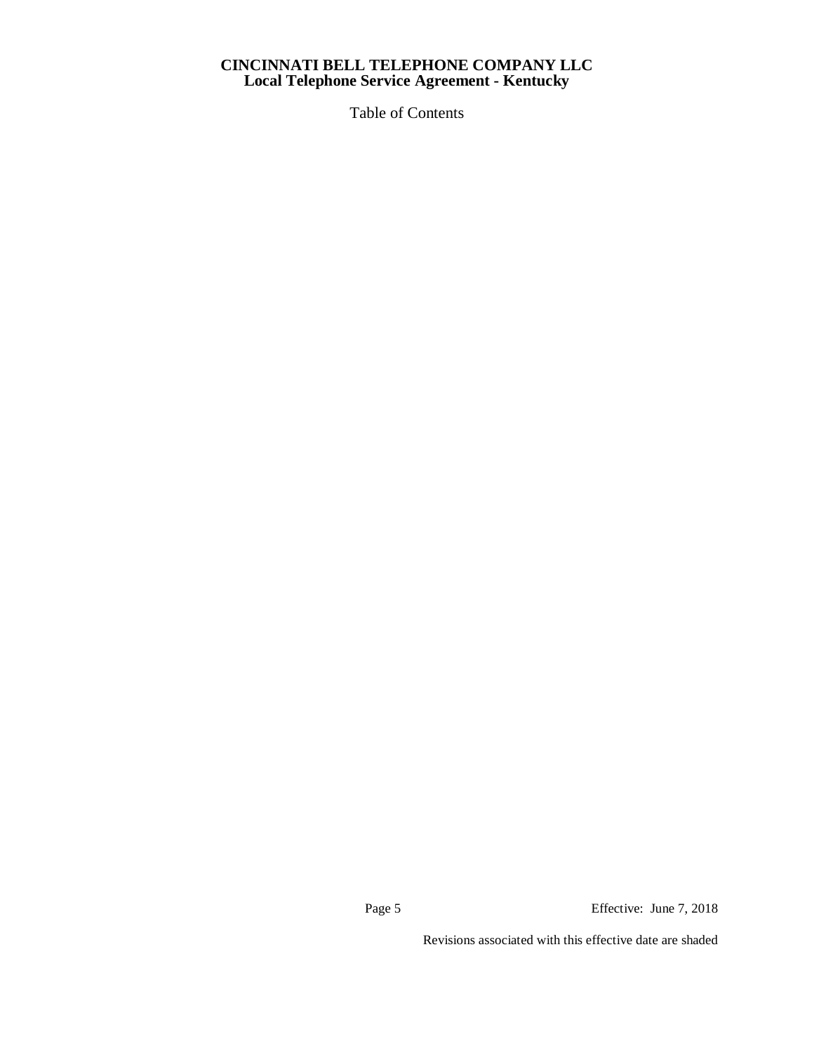Table of Contents